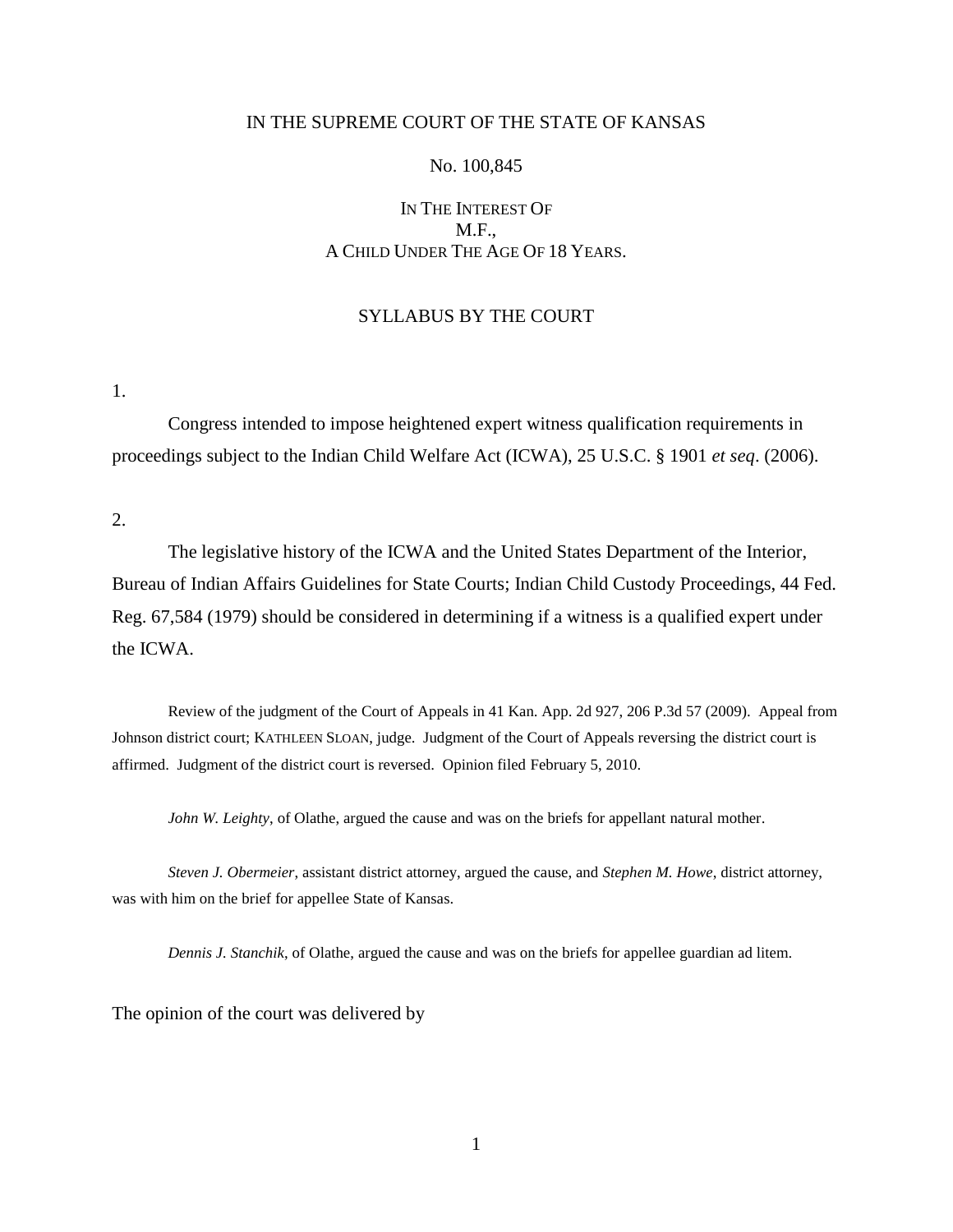IN THE SUPREME COURT OF THE STATE OF KANSAS

No. 100,845

IN THE INTEREST OF
M.F.,
A CHILD UNDER THE AGE OF 18 YEARS.

SYLLABUS BY THE COURT

1.

Congress intended to impose heightened expert witness qualification requirements in proceedings subject to the Indian Child Welfare Act (ICWA), 25 U.S.C. § 1901 *et seq*. (2006).

2.

The legislative history of the ICWA and the United States Department of the Interior, Bureau of Indian Affairs Guidelines for State Courts; Indian Child Custody Proceedings, 44 Fed. Reg. 67,584 (1979) should be considered in determining if a witness is a qualified expert under the ICWA.

Review of the judgment of the Court of Appeals in 41 Kan. App. 2d 927, 206 P.3d 57 (2009). Appeal from Johnson district court; KATHLEEN SLOAN, judge. Judgment of the Court of Appeals reversing the district court is affirmed. Judgment of the district court is reversed. Opinion filed February 5, 2010.

*John W. Leighty*, of Olathe, argued the cause and was on the briefs for appellant natural mother.

*Steven J. Obermeier*, assistant district attorney, argued the cause, and *Stephen M. Howe*, district attorney, was with him on the brief for appellee State of Kansas.

*Dennis J. Stanchik*, of Olathe, argued the cause and was on the briefs for appellee guardian ad litem.

The opinion of the court was delivered by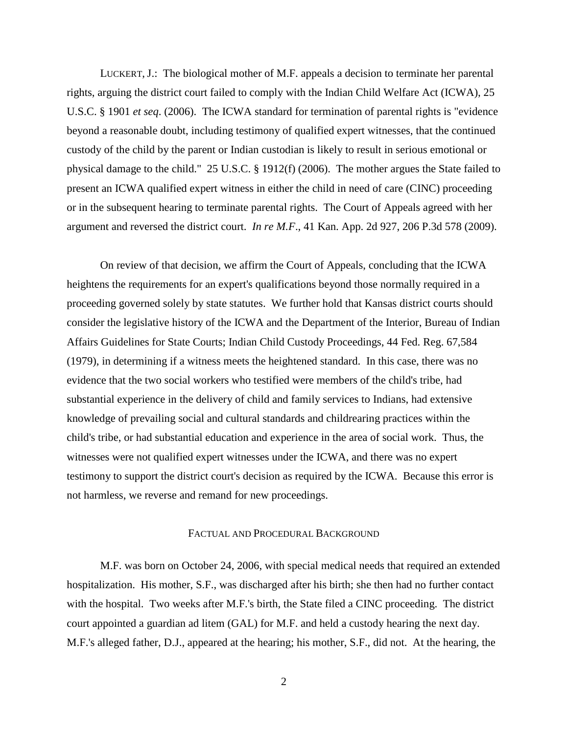LUCKERT, J.: The biological mother of M.F. appeals a decision to terminate her parental rights, arguing the district court failed to comply with the Indian Child Welfare Act (ICWA), 25 U.S.C. § 1901 *et seq*. (2006). The ICWA standard for termination of parental rights is "evidence beyond a reasonable doubt, including testimony of qualified expert witnesses, that the continued custody of the child by the parent or Indian custodian is likely to result in serious emotional or physical damage to the child." 25 U.S.C. § 1912(f) (2006). The mother argues the State failed to present an ICWA qualified expert witness in either the child in need of care (CINC) proceeding or in the subsequent hearing to terminate parental rights. The Court of Appeals agreed with her argument and reversed the district court. *In re M.F.*, 41 Kan. App. 2d 927, 206 P.3d 578 (2009).

On review of that decision, we affirm the Court of Appeals, concluding that the ICWA heightens the requirements for an expert's qualifications beyond those normally required in a proceeding governed solely by state statutes. We further hold that Kansas district courts should consider the legislative history of the ICWA and the Department of the Interior, Bureau of Indian Affairs Guidelines for State Courts; Indian Child Custody Proceedings, 44 Fed. Reg. 67,584 (1979), in determining if a witness meets the heightened standard. In this case, there was no evidence that the two social workers who testified were members of the child's tribe, had substantial experience in the delivery of child and family services to Indians, had extensive knowledge of prevailing social and cultural standards and childrearing practices within the child's tribe, or had substantial education and experience in the area of social work. Thus, the witnesses were not qualified expert witnesses under the ICWA, and there was no expert testimony to support the district court's decision as required by the ICWA. Because this error is not harmless, we reverse and remand for new proceedings.

## FACTUAL AND PROCEDURAL BACKGROUND

M.F. was born on October 24, 2006, with special medical needs that required an extended hospitalization. His mother, S.F., was discharged after his birth; she then had no further contact with the hospital. Two weeks after M.F.'s birth, the State filed a CINC proceeding. The district court appointed a guardian ad litem (GAL) for M.F. and held a custody hearing the next day. M.F.'s alleged father, D.J., appeared at the hearing; his mother, S.F., did not. At the hearing, the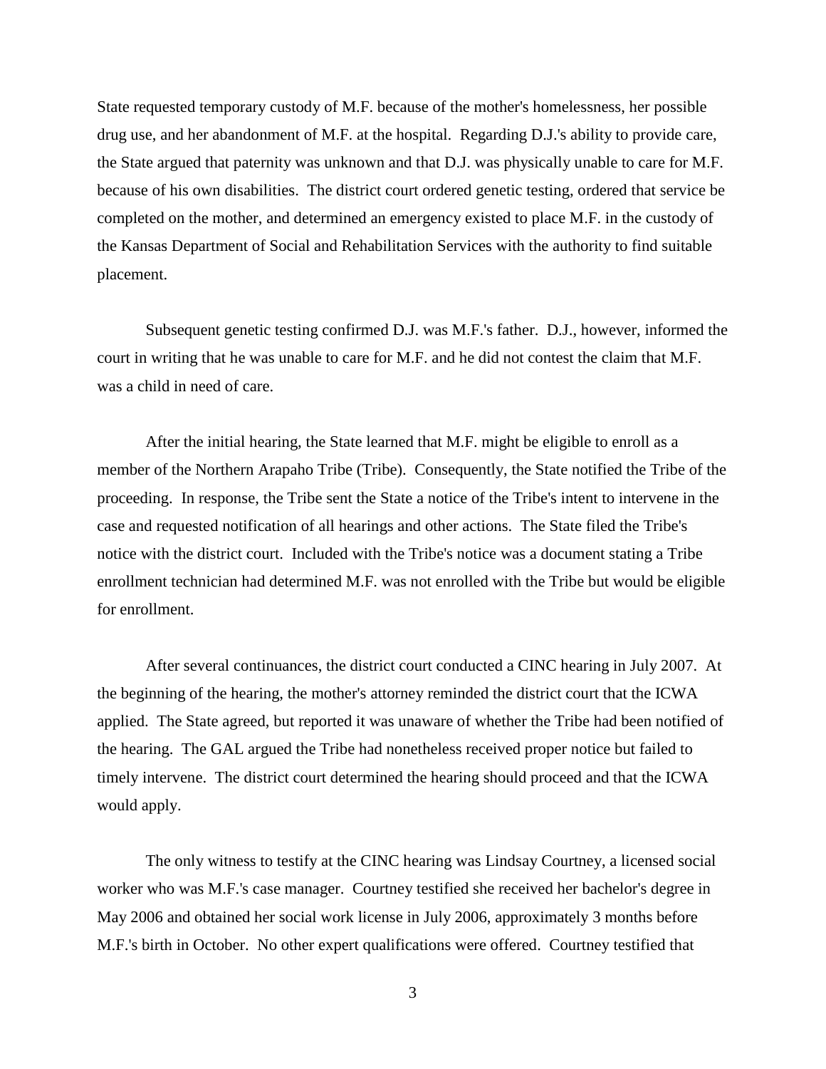State requested temporary custody of M.F. because of the mother's homelessness, her possible drug use, and her abandonment of M.F. at the hospital. Regarding D.J.'s ability to provide care, the State argued that paternity was unknown and that D.J. was physically unable to care for M.F. because of his own disabilities. The district court ordered genetic testing, ordered that service be completed on the mother, and determined an emergency existed to place M.F. in the custody of the Kansas Department of Social and Rehabilitation Services with the authority to find suitable placement.

Subsequent genetic testing confirmed D.J. was M.F.'s father. D.J., however, informed the court in writing that he was unable to care for M.F. and he did not contest the claim that M.F. was a child in need of care.

After the initial hearing, the State learned that M.F. might be eligible to enroll as a member of the Northern Arapaho Tribe (Tribe). Consequently, the State notified the Tribe of the proceeding. In response, the Tribe sent the State a notice of the Tribe's intent to intervene in the case and requested notification of all hearings and other actions. The State filed the Tribe's notice with the district court. Included with the Tribe's notice was a document stating a Tribe enrollment technician had determined M.F. was not enrolled with the Tribe but would be eligible for enrollment.

After several continuances, the district court conducted a CINC hearing in July 2007. At the beginning of the hearing, the mother's attorney reminded the district court that the ICWA applied. The State agreed, but reported it was unaware of whether the Tribe had been notified of the hearing. The GAL argued the Tribe had nonetheless received proper notice but failed to timely intervene. The district court determined the hearing should proceed and that the ICWA would apply.

The only witness to testify at the CINC hearing was Lindsay Courtney, a licensed social worker who was M.F.'s case manager. Courtney testified she received her bachelor's degree in May 2006 and obtained her social work license in July 2006, approximately 3 months before M.F.'s birth in October. No other expert qualifications were offered. Courtney testified that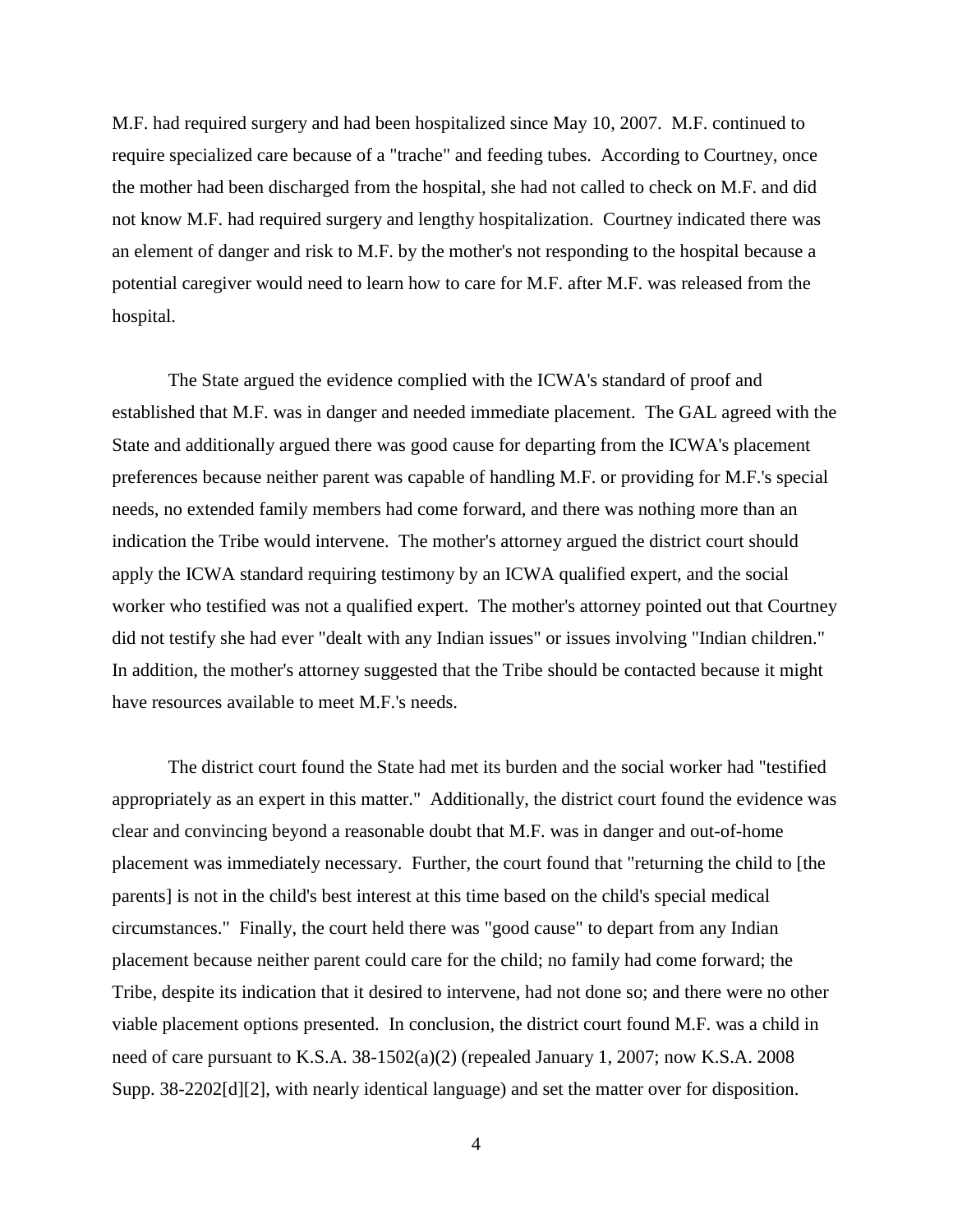M.F. had required surgery and had been hospitalized since May 10, 2007. M.F. continued to require specialized care because of a "trache" and feeding tubes. According to Courtney, once the mother had been discharged from the hospital, she had not called to check on M.F. and did not know M.F. had required surgery and lengthy hospitalization. Courtney indicated there was an element of danger and risk to M.F. by the mother's not responding to the hospital because a potential caregiver would need to learn how to care for M.F. after M.F. was released from the hospital.

The State argued the evidence complied with the ICWA's standard of proof and established that M.F. was in danger and needed immediate placement. The GAL agreed with the State and additionally argued there was good cause for departing from the ICWA's placement preferences because neither parent was capable of handling M.F. or providing for M.F.'s special needs, no extended family members had come forward, and there was nothing more than an indication the Tribe would intervene. The mother's attorney argued the district court should apply the ICWA standard requiring testimony by an ICWA qualified expert, and the social worker who testified was not a qualified expert. The mother's attorney pointed out that Courtney did not testify she had ever "dealt with any Indian issues" or issues involving "Indian children." In addition, the mother's attorney suggested that the Tribe should be contacted because it might have resources available to meet M.F.'s needs.

The district court found the State had met its burden and the social worker had "testified appropriately as an expert in this matter." Additionally, the district court found the evidence was clear and convincing beyond a reasonable doubt that M.F. was in danger and out-of-home placement was immediately necessary. Further, the court found that "returning the child to [the parents] is not in the child's best interest at this time based on the child's special medical circumstances." Finally, the court held there was "good cause" to depart from any Indian placement because neither parent could care for the child; no family had come forward; the Tribe, despite its indication that it desired to intervene, had not done so; and there were no other viable placement options presented. In conclusion, the district court found M.F. was a child in need of care pursuant to K.S.A. 38-1502(a)(2) (repealed January 1, 2007; now K.S.A. 2008 Supp. 38-2202[d][2], with nearly identical language) and set the matter over for disposition.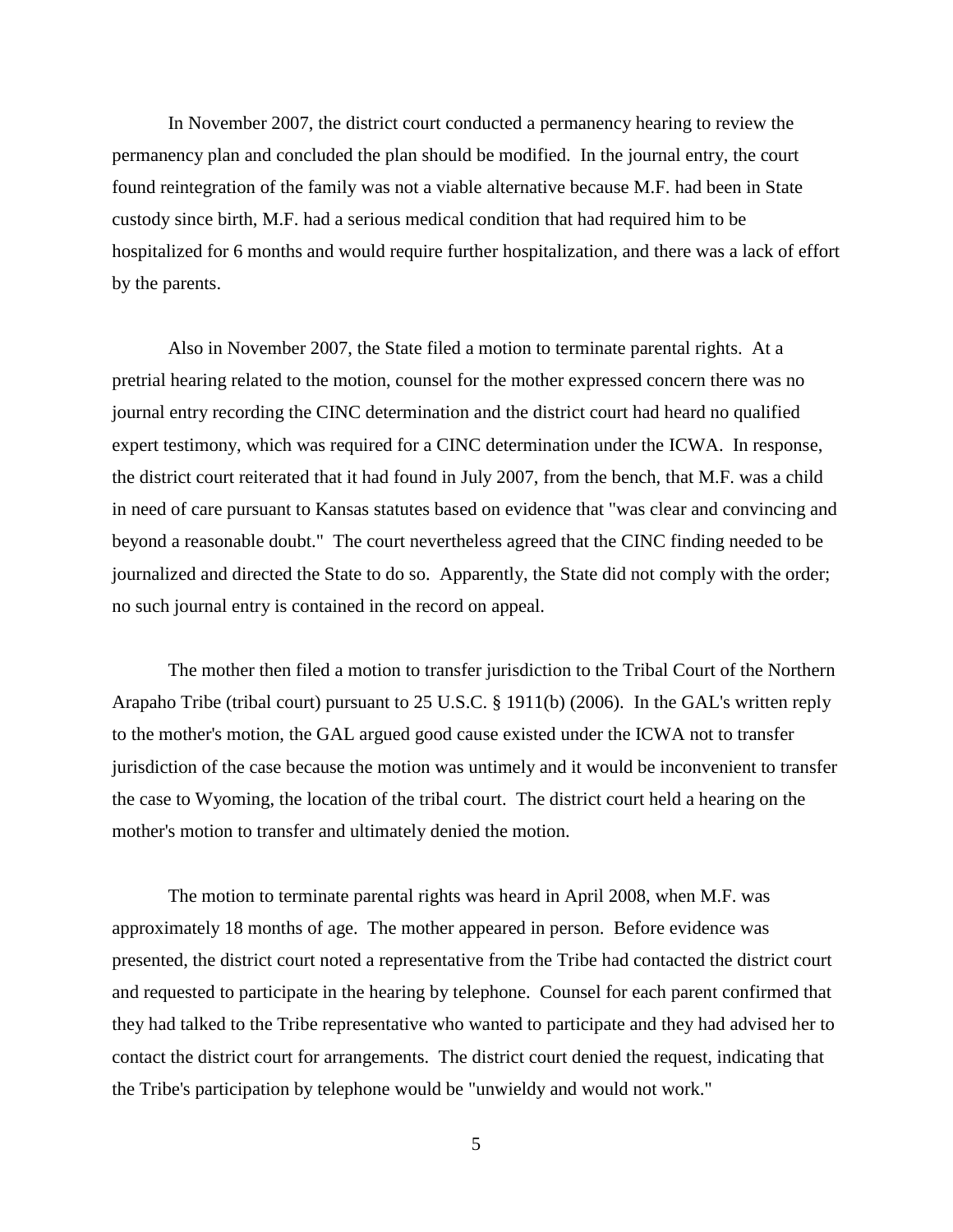In November 2007, the district court conducted a permanency hearing to review the permanency plan and concluded the plan should be modified. In the journal entry, the court found reintegration of the family was not a viable alternative because M.F. had been in State custody since birth, M.F. had a serious medical condition that had required him to be hospitalized for 6 months and would require further hospitalization, and there was a lack of effort by the parents.

Also in November 2007, the State filed a motion to terminate parental rights. At a pretrial hearing related to the motion, counsel for the mother expressed concern there was no journal entry recording the CINC determination and the district court had heard no qualified expert testimony, which was required for a CINC determination under the ICWA. In response, the district court reiterated that it had found in July 2007, from the bench, that M.F. was a child in need of care pursuant to Kansas statutes based on evidence that "was clear and convincing and beyond a reasonable doubt." The court nevertheless agreed that the CINC finding needed to be journalized and directed the State to do so. Apparently, the State did not comply with the order; no such journal entry is contained in the record on appeal.

The mother then filed a motion to transfer jurisdiction to the Tribal Court of the Northern Arapaho Tribe (tribal court) pursuant to 25 U.S.C. § 1911(b) (2006). In the GAL's written reply to the mother's motion, the GAL argued good cause existed under the ICWA not to transfer jurisdiction of the case because the motion was untimely and it would be inconvenient to transfer the case to Wyoming, the location of the tribal court. The district court held a hearing on the mother's motion to transfer and ultimately denied the motion.

The motion to terminate parental rights was heard in April 2008, when M.F. was approximately 18 months of age. The mother appeared in person. Before evidence was presented, the district court noted a representative from the Tribe had contacted the district court and requested to participate in the hearing by telephone. Counsel for each parent confirmed that they had talked to the Tribe representative who wanted to participate and they had advised her to contact the district court for arrangements. The district court denied the request, indicating that the Tribe's participation by telephone would be "unwieldy and would not work."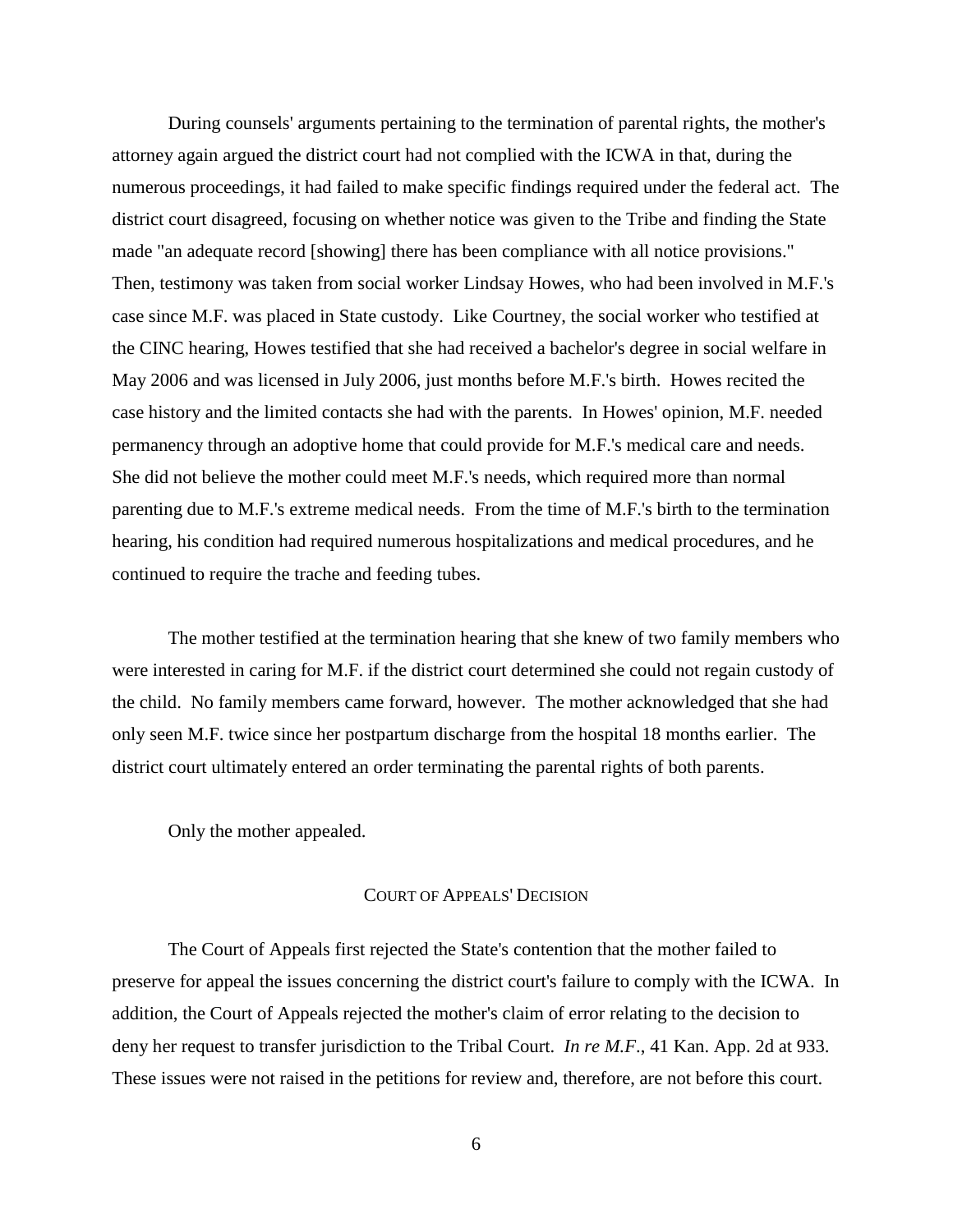During counsels' arguments pertaining to the termination of parental rights, the mother's attorney again argued the district court had not complied with the ICWA in that, during the numerous proceedings, it had failed to make specific findings required under the federal act. The district court disagreed, focusing on whether notice was given to the Tribe and finding the State made "an adequate record [showing] there has been compliance with all notice provisions." Then, testimony was taken from social worker Lindsay Howes, who had been involved in M.F.'s case since M.F. was placed in State custody. Like Courtney, the social worker who testified at the CINC hearing, Howes testified that she had received a bachelor's degree in social welfare in May 2006 and was licensed in July 2006, just months before M.F.'s birth. Howes recited the case history and the limited contacts she had with the parents. In Howes' opinion, M.F. needed permanency through an adoptive home that could provide for M.F.'s medical care and needs. She did not believe the mother could meet M.F.'s needs, which required more than normal parenting due to M.F.'s extreme medical needs. From the time of M.F.'s birth to the termination hearing, his condition had required numerous hospitalizations and medical procedures, and he continued to require the trache and feeding tubes.

The mother testified at the termination hearing that she knew of two family members who were interested in caring for M.F. if the district court determined she could not regain custody of the child. No family members came forward, however. The mother acknowledged that she had only seen M.F. twice since her postpartum discharge from the hospital 18 months earlier. The district court ultimately entered an order terminating the parental rights of both parents.

Only the mother appealed.

## COURT OF APPEALS' DECISION

The Court of Appeals first rejected the State's contention that the mother failed to preserve for appeal the issues concerning the district court's failure to comply with the ICWA. In addition, the Court of Appeals rejected the mother's claim of error relating to the decision to deny her request to transfer jurisdiction to the Tribal Court. *In re M.F.*, 41 Kan. App. 2d at 933. These issues were not raised in the petitions for review and, therefore, are not before this court.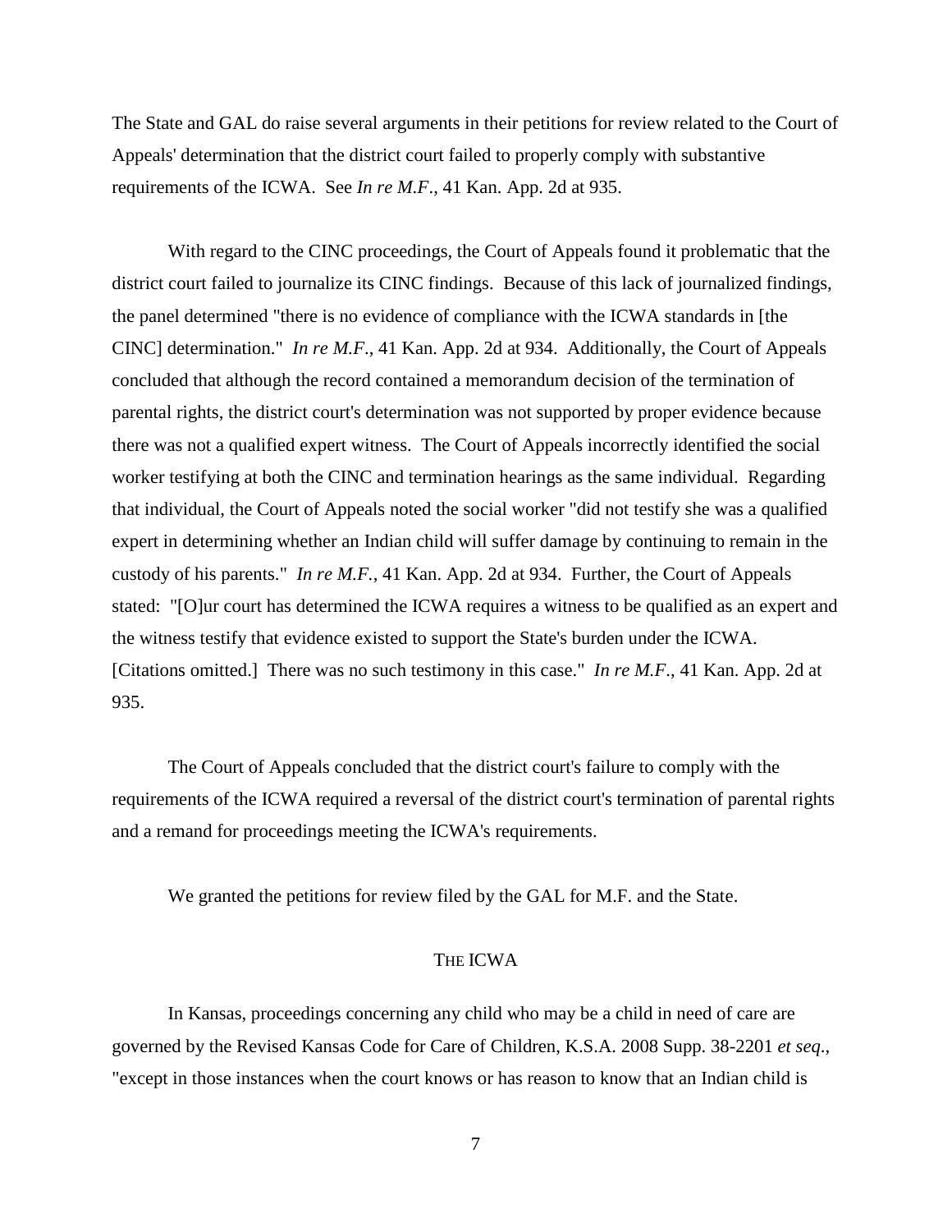The State and GAL do raise several arguments in their petitions for review related to the Court of Appeals' determination that the district court failed to properly comply with substantive requirements of the ICWA. See *In re M.F*., 41 Kan. App. 2d at 935.

With regard to the CINC proceedings, the Court of Appeals found it problematic that the district court failed to journalize its CINC findings. Because of this lack of journalized findings, the panel determined "there is no evidence of compliance with the ICWA standards in [the CINC] determination." *In re M.F*., 41 Kan. App. 2d at 934. Additionally, the Court of Appeals concluded that although the record contained a memorandum decision of the termination of parental rights, the district court's determination was not supported by proper evidence because there was not a qualified expert witness. The Court of Appeals incorrectly identified the social worker testifying at both the CINC and termination hearings as the same individual. Regarding that individual, the Court of Appeals noted the social worker "did not testify she was a qualified expert in determining whether an Indian child will suffer damage by continuing to remain in the custody of his parents." *In re M.F.*, 41 Kan. App. 2d at 934. Further, the Court of Appeals stated: "[O]ur court has determined the ICWA requires a witness to be qualified as an expert and the witness testify that evidence existed to support the State's burden under the ICWA. [Citations omitted.] There was no such testimony in this case." *In re M.F*., 41 Kan. App. 2d at 935.

The Court of Appeals concluded that the district court's failure to comply with the requirements of the ICWA required a reversal of the district court's termination of parental rights and a remand for proceedings meeting the ICWA's requirements.

We granted the petitions for review filed by the GAL for M.F. and the State.

## THE ICWA

In Kansas, proceedings concerning any child who may be a child in need of care are governed by the Revised Kansas Code for Care of Children, K.S.A. 2008 Supp. 38-2201 *et seq*., "except in those instances when the court knows or has reason to know that an Indian child is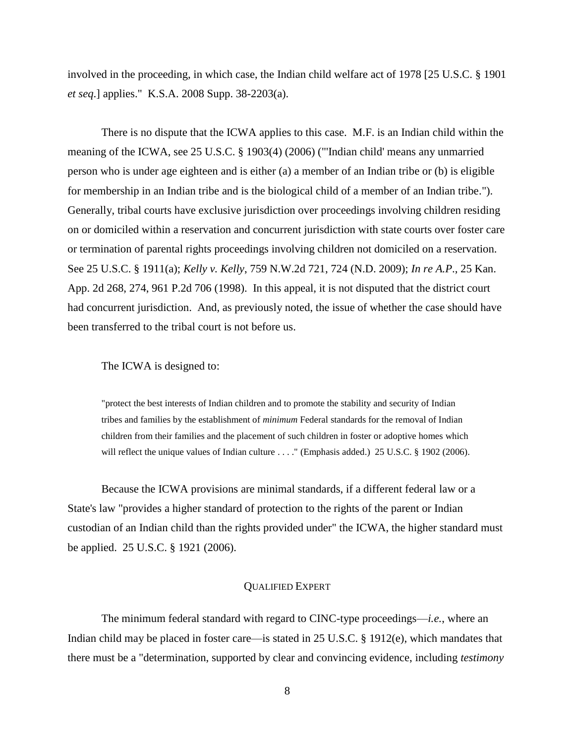involved in the proceeding, in which case, the Indian child welfare act of 1978 [25 U.S.C. § 1901 *et seq*.] applies." K.S.A. 2008 Supp. 38-2203(a).

There is no dispute that the ICWA applies to this case. M.F. is an Indian child within the meaning of the ICWA, see 25 U.S.C. § 1903(4) (2006) ("'Indian child' means any unmarried person who is under age eighteen and is either (a) a member of an Indian tribe or (b) is eligible for membership in an Indian tribe and is the biological child of a member of an Indian tribe."). Generally, tribal courts have exclusive jurisdiction over proceedings involving children residing on or domiciled within a reservation and concurrent jurisdiction with state courts over foster care or termination of parental rights proceedings involving children not domiciled on a reservation. See 25 U.S.C. § 1911(a); *Kelly v. Kelly*, 759 N.W.2d 721, 724 (N.D. 2009); *In re A.P.*, 25 Kan. App. 2d 268, 274, 961 P.2d 706 (1998). In this appeal, it is not disputed that the district court had concurrent jurisdiction. And, as previously noted, the issue of whether the case should have been transferred to the tribal court is not before us.

The ICWA is designed to:

> "protect the best interests of Indian children and to promote the stability and security of Indian tribes and families by the establishment of *minimum* Federal standards for the removal of Indian children from their families and the placement of such children in foster or adoptive homes which will reflect the unique values of Indian culture . . . ." (Emphasis added.) 25 U.S.C. § 1902 (2006).

Because the ICWA provisions are minimal standards, if a different federal law or a State's law "provides a higher standard of protection to the rights of the parent or Indian custodian of an Indian child than the rights provided under" the ICWA, the higher standard must be applied. 25 U.S.C. § 1921 (2006).

## QUALIFIED EXPERT

The minimum federal standard with regard to CINC-type proceedings—*i.e.*, where an Indian child may be placed in foster care—is stated in 25 U.S.C. § 1912(e), which mandates that there must be a "determination, supported by clear and convincing evidence, including *testimony*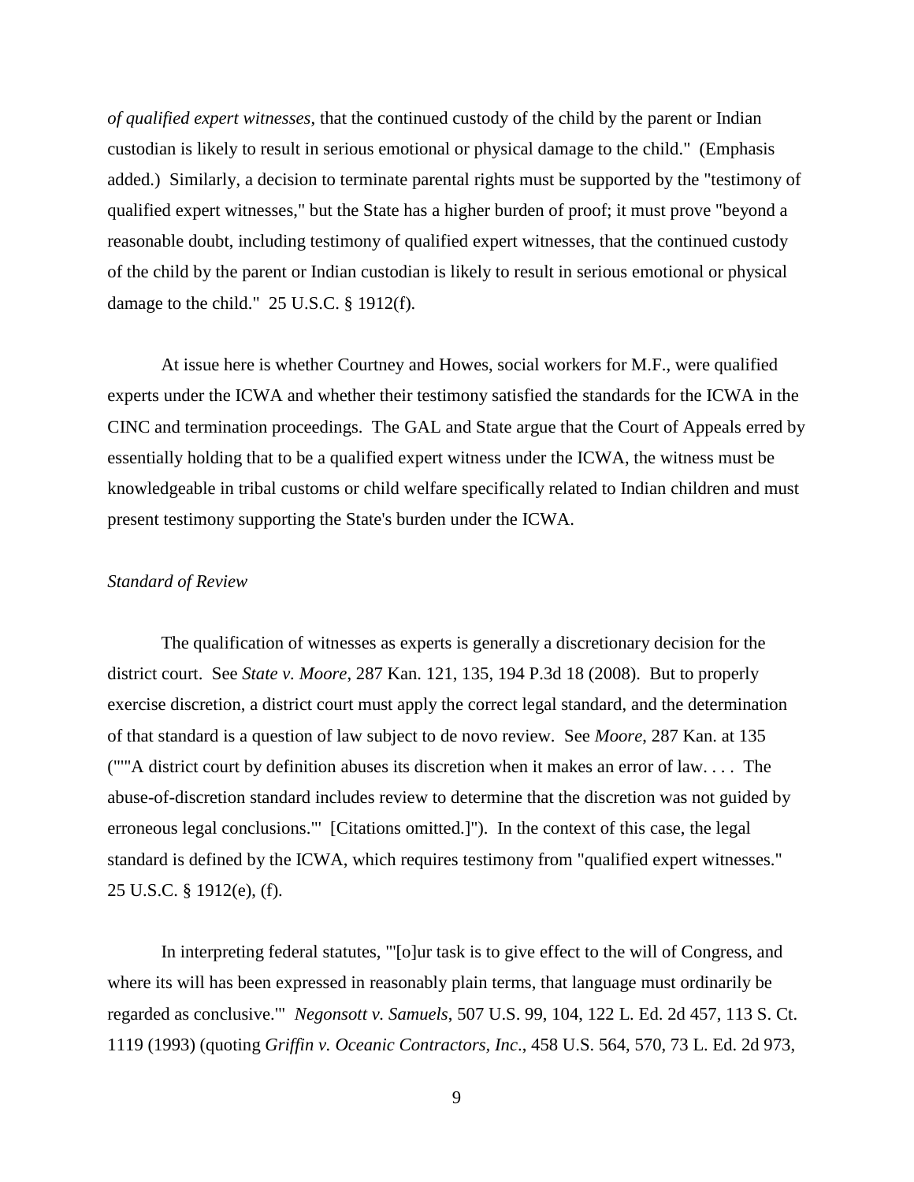*of qualified expert witnesses*, that the continued custody of the child by the parent or Indian custodian is likely to result in serious emotional or physical damage to the child." (Emphasis added.) Similarly, a decision to terminate parental rights must be supported by the "testimony of qualified expert witnesses," but the State has a higher burden of proof; it must prove "beyond a reasonable doubt, including testimony of qualified expert witnesses, that the continued custody of the child by the parent or Indian custodian is likely to result in serious emotional or physical damage to the child." 25 U.S.C. § 1912(f).

At issue here is whether Courtney and Howes, social workers for M.F., were qualified experts under the ICWA and whether their testimony satisfied the standards for the ICWA in the CINC and termination proceedings. The GAL and State argue that the Court of Appeals erred by essentially holding that to be a qualified expert witness under the ICWA, the witness must be knowledgeable in tribal customs or child welfare specifically related to Indian children and must present testimony supporting the State's burden under the ICWA.

*Standard of Review*

The qualification of witnesses as experts is generally a discretionary decision for the district court. See *State v. Moore*, 287 Kan. 121, 135, 194 P.3d 18 (2008). But to properly exercise discretion, a district court must apply the correct legal standard, and the determination of that standard is a question of law subject to de novo review. See *Moore*, 287 Kan. at 135 ("'"A district court by definition abuses its discretion when it makes an error of law. . . . The abuse-of-discretion standard includes review to determine that the discretion was not guided by erroneous legal conclusions."' [Citations omitted.]"). In the context of this case, the legal standard is defined by the ICWA, which requires testimony from "qualified expert witnesses." 25 U.S.C. § 1912(e), (f).

In interpreting federal statutes, "'[o]ur task is to give effect to the will of Congress, and where its will has been expressed in reasonably plain terms, that language must ordinarily be regarded as conclusive.'" *Negonsott v. Samuels*, 507 U.S. 99, 104, 122 L. Ed. 2d 457, 113 S. Ct. 1119 (1993) (quoting *Griffin v. Oceanic Contractors, Inc*., 458 U.S. 564, 570, 73 L. Ed. 2d 973,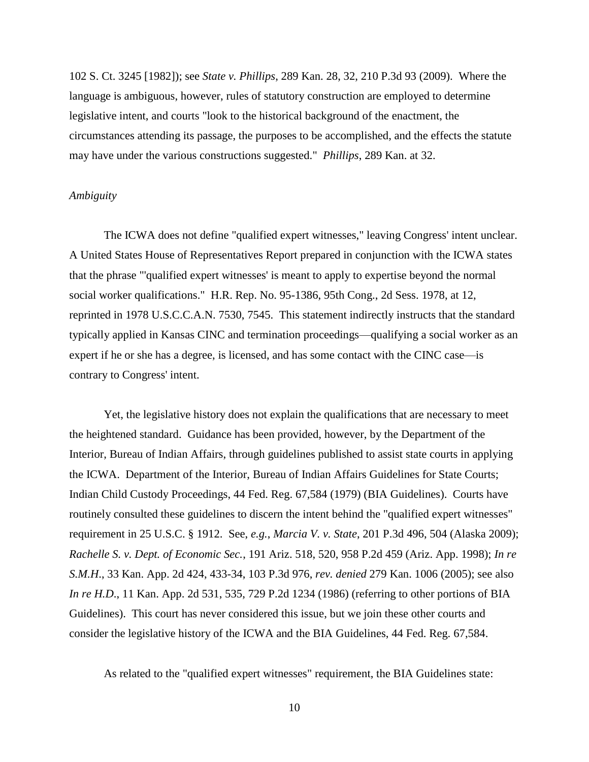102 S. Ct. 3245 [1982]); see *State v. Phillips*, 289 Kan. 28, 32, 210 P.3d 93 (2009). Where the language is ambiguous, however, rules of statutory construction are employed to determine legislative intent, and courts "look to the historical background of the enactment, the circumstances attending its passage, the purposes to be accomplished, and the effects the statute may have under the various constructions suggested." *Phillips*, 289 Kan. at 32.

*Ambiguity*

The ICWA does not define "qualified expert witnesses," leaving Congress' intent unclear. A United States House of Representatives Report prepared in conjunction with the ICWA states that the phrase "'qualified expert witnesses' is meant to apply to expertise beyond the normal social worker qualifications." H.R. Rep. No. 95-1386, 95th Cong., 2d Sess. 1978, at 12, reprinted in 1978 U.S.C.C.A.N. 7530, 7545. This statement indirectly instructs that the standard typically applied in Kansas CINC and termination proceedings—qualifying a social worker as an expert if he or she has a degree, is licensed, and has some contact with the CINC case—is contrary to Congress' intent.

Yet, the legislative history does not explain the qualifications that are necessary to meet the heightened standard. Guidance has been provided, however, by the Department of the Interior, Bureau of Indian Affairs, through guidelines published to assist state courts in applying the ICWA. Department of the Interior, Bureau of Indian Affairs Guidelines for State Courts; Indian Child Custody Proceedings, 44 Fed. Reg. 67,584 (1979) (BIA Guidelines). Courts have routinely consulted these guidelines to discern the intent behind the "qualified expert witnesses" requirement in 25 U.S.C. § 1912. See, *e.g.*, *Marcia V. v. State*, 201 P.3d 496, 504 (Alaska 2009); *Rachelle S. v. Dept. of Economic Sec.*, 191 Ariz. 518, 520, 958 P.2d 459 (Ariz. App. 1998); *In re S.M.H.*, 33 Kan. App. 2d 424, 433-34, 103 P.3d 976, *rev. denied* 279 Kan. 1006 (2005); see also *In re H.D.*, 11 Kan. App. 2d 531, 535, 729 P.2d 1234 (1986) (referring to other portions of BIA Guidelines). This court has never considered this issue, but we join these other courts and consider the legislative history of the ICWA and the BIA Guidelines, 44 Fed. Reg. 67,584.

As related to the "qualified expert witnesses" requirement, the BIA Guidelines state: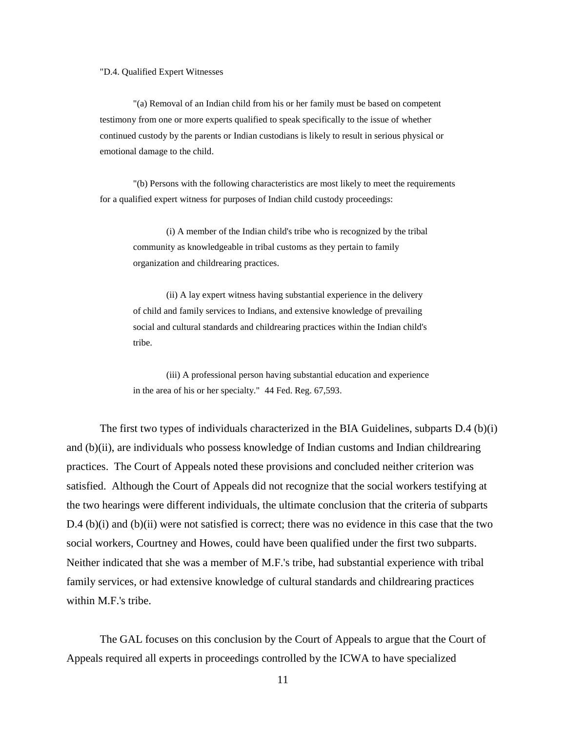"D.4. Qualified Expert Witnesses

> "(a) Removal of an Indian child from his or her family must be based on competent testimony from one or more experts qualified to speak specifically to the issue of whether continued custody by the parents or Indian custodians is likely to result in serious physical or emotional damage to the child.
>
> "(b) Persons with the following characteristics are most likely to meet the requirements for a qualified expert witness for purposes of Indian child custody proceedings:
>
> > (i) A member of the Indian child's tribe who is recognized by the tribal community as knowledgeable in tribal customs as they pertain to family organization and childrearing practices.
> >
> > (ii) A lay expert witness having substantial experience in the delivery of child and family services to Indians, and extensive knowledge of prevailing social and cultural standards and childrearing practices within the Indian child's tribe.
> >
> > (iii) A professional person having substantial education and experience in the area of his or her specialty." 44 Fed. Reg. 67,593.

The first two types of individuals characterized in the BIA Guidelines, subparts D.4 (b)(i) and (b)(ii), are individuals who possess knowledge of Indian customs and Indian childrearing practices. The Court of Appeals noted these provisions and concluded neither criterion was satisfied. Although the Court of Appeals did not recognize that the social workers testifying at the two hearings were different individuals, the ultimate conclusion that the criteria of subparts D.4 (b)(i) and (b)(ii) were not satisfied is correct; there was no evidence in this case that the two social workers, Courtney and Howes, could have been qualified under the first two subparts. Neither indicated that she was a member of M.F.'s tribe, had substantial experience with tribal family services, or had extensive knowledge of cultural standards and childrearing practices within M.F.'s tribe.

The GAL focuses on this conclusion by the Court of Appeals to argue that the Court of Appeals required all experts in proceedings controlled by the ICWA to have specialized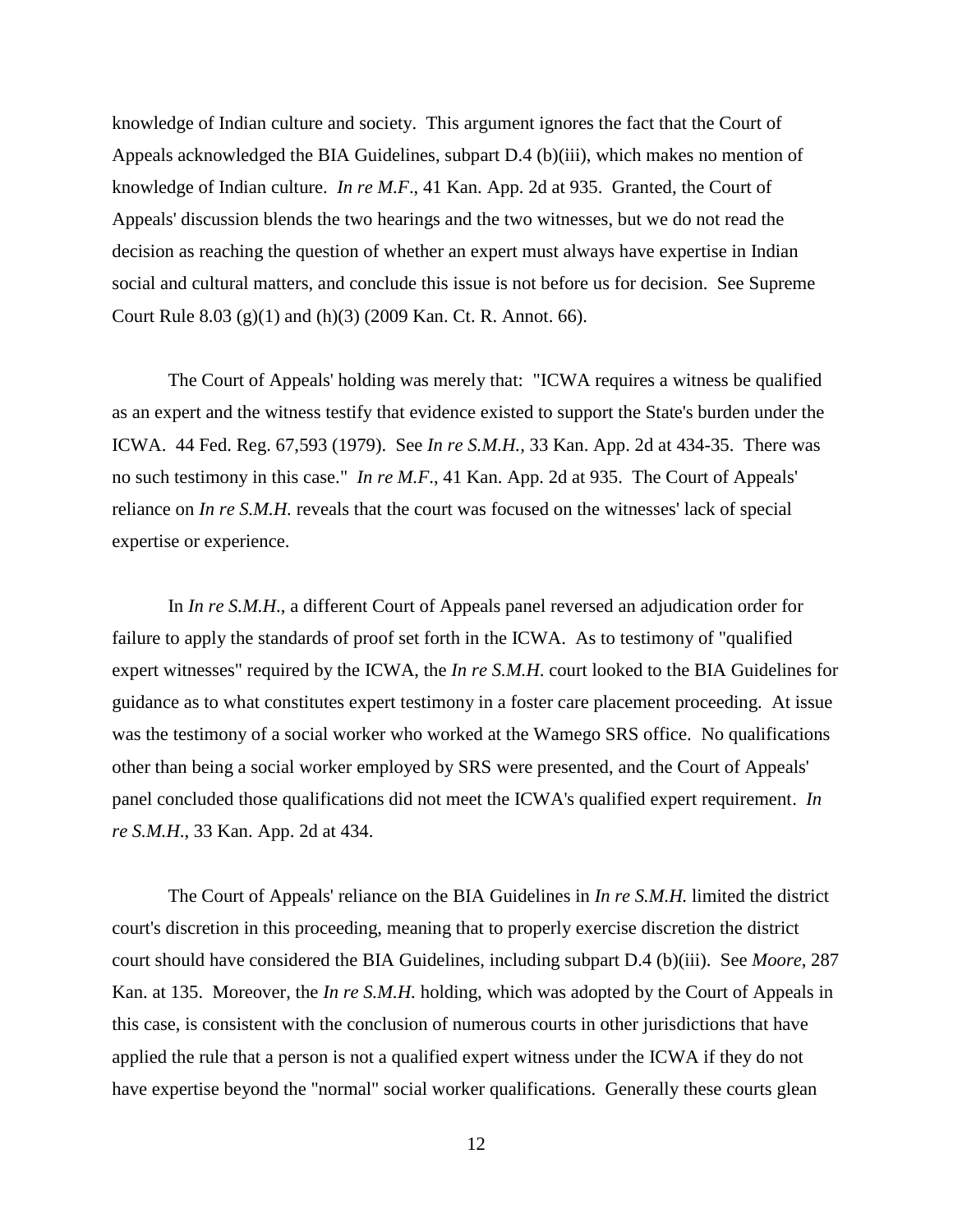knowledge of Indian culture and society. This argument ignores the fact that the Court of Appeals acknowledged the BIA Guidelines, subpart D.4 (b)(iii), which makes no mention of knowledge of Indian culture. *In re M.F*., 41 Kan. App. 2d at 935. Granted, the Court of Appeals' discussion blends the two hearings and the two witnesses, but we do not read the decision as reaching the question of whether an expert must always have expertise in Indian social and cultural matters, and conclude this issue is not before us for decision. See Supreme Court Rule 8.03 (g)(1) and (h)(3) (2009 Kan. Ct. R. Annot. 66).

The Court of Appeals' holding was merely that: "ICWA requires a witness be qualified as an expert and the witness testify that evidence existed to support the State's burden under the ICWA. 44 Fed. Reg. 67,593 (1979). See *In re S.M.H.*, 33 Kan. App. 2d at 434-35. There was no such testimony in this case." *In re M.F*., 41 Kan. App. 2d at 935. The Court of Appeals' reliance on *In re S.M.H.* reveals that the court was focused on the witnesses' lack of special expertise or experience.

In *In re S.M.H*., a different Court of Appeals panel reversed an adjudication order for failure to apply the standards of proof set forth in the ICWA. As to testimony of "qualified expert witnesses" required by the ICWA, the *In re S.M.H.* court looked to the BIA Guidelines for guidance as to what constitutes expert testimony in a foster care placement proceeding. At issue was the testimony of a social worker who worked at the Wamego SRS office. No qualifications other than being a social worker employed by SRS were presented, and the Court of Appeals' panel concluded those qualifications did not meet the ICWA's qualified expert requirement. *In re S.M.H*., 33 Kan. App. 2d at 434.

The Court of Appeals' reliance on the BIA Guidelines in *In re S.M.H.* limited the district court's discretion in this proceeding, meaning that to properly exercise discretion the district court should have considered the BIA Guidelines, including subpart D.4 (b)(iii). See *Moore*, 287 Kan. at 135. Moreover, the *In re S.M.H.* holding, which was adopted by the Court of Appeals in this case, is consistent with the conclusion of numerous courts in other jurisdictions that have applied the rule that a person is not a qualified expert witness under the ICWA if they do not have expertise beyond the "normal" social worker qualifications. Generally these courts glean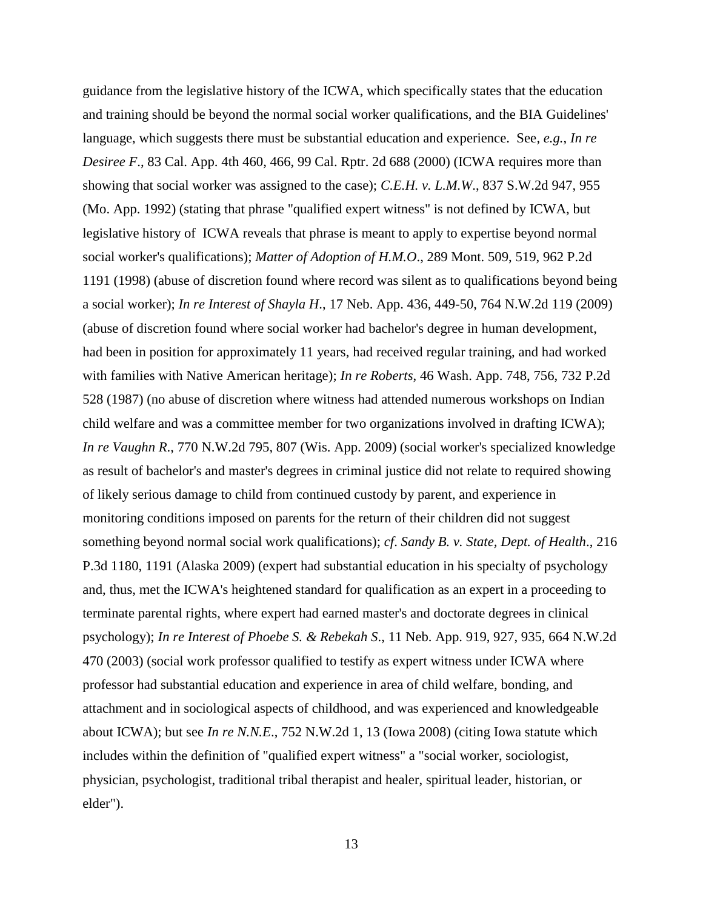guidance from the legislative history of the ICWA, which specifically states that the education and training should be beyond the normal social worker qualifications, and the BIA Guidelines' language, which suggests there must be substantial education and experience. See, *e.g.*, *In re Desiree F*., 83 Cal. App. 4th 460, 466, 99 Cal. Rptr. 2d 688 (2000) (ICWA requires more than showing that social worker was assigned to the case); *C.E.H. v. L.M.W*., 837 S.W.2d 947, 955 (Mo. App. 1992) (stating that phrase "qualified expert witness" is not defined by ICWA, but legislative history of ICWA reveals that phrase is meant to apply to expertise beyond normal social worker's qualifications); *Matter of Adoption of H.M.O*., 289 Mont. 509, 519, 962 P.2d 1191 (1998) (abuse of discretion found where record was silent as to qualifications beyond being a social worker); *In re Interest of Shayla H*., 17 Neb. App. 436, 449-50, 764 N.W.2d 119 (2009) (abuse of discretion found where social worker had bachelor's degree in human development, had been in position for approximately 11 years, had received regular training, and had worked with families with Native American heritage); *In re Roberts*, 46 Wash. App. 748, 756, 732 P.2d 528 (1987) (no abuse of discretion where witness had attended numerous workshops on Indian child welfare and was a committee member for two organizations involved in drafting ICWA); *In re Vaughn R*., 770 N.W.2d 795, 807 (Wis. App. 2009) (social worker's specialized knowledge as result of bachelor's and master's degrees in criminal justice did not relate to required showing of likely serious damage to child from continued custody by parent, and experience in monitoring conditions imposed on parents for the return of their children did not suggest something beyond normal social work qualifications); *cf*. *Sandy B. v. State, Dept. of Health*., 216 P.3d 1180, 1191 (Alaska 2009) (expert had substantial education in his specialty of psychology and, thus, met the ICWA's heightened standard for qualification as an expert in a proceeding to terminate parental rights, where expert had earned master's and doctorate degrees in clinical psychology); *In re Interest of Phoebe S. & Rebekah S*., 11 Neb. App. 919, 927, 935, 664 N.W.2d 470 (2003) (social work professor qualified to testify as expert witness under ICWA where professor had substantial education and experience in area of child welfare, bonding, and attachment and in sociological aspects of childhood, and was experienced and knowledgeable about ICWA); but see *In re N.N.E*., 752 N.W.2d 1, 13 (Iowa 2008) (citing Iowa statute which includes within the definition of "qualified expert witness" a "social worker, sociologist, physician, psychologist, traditional tribal therapist and healer, spiritual leader, historian, or elder").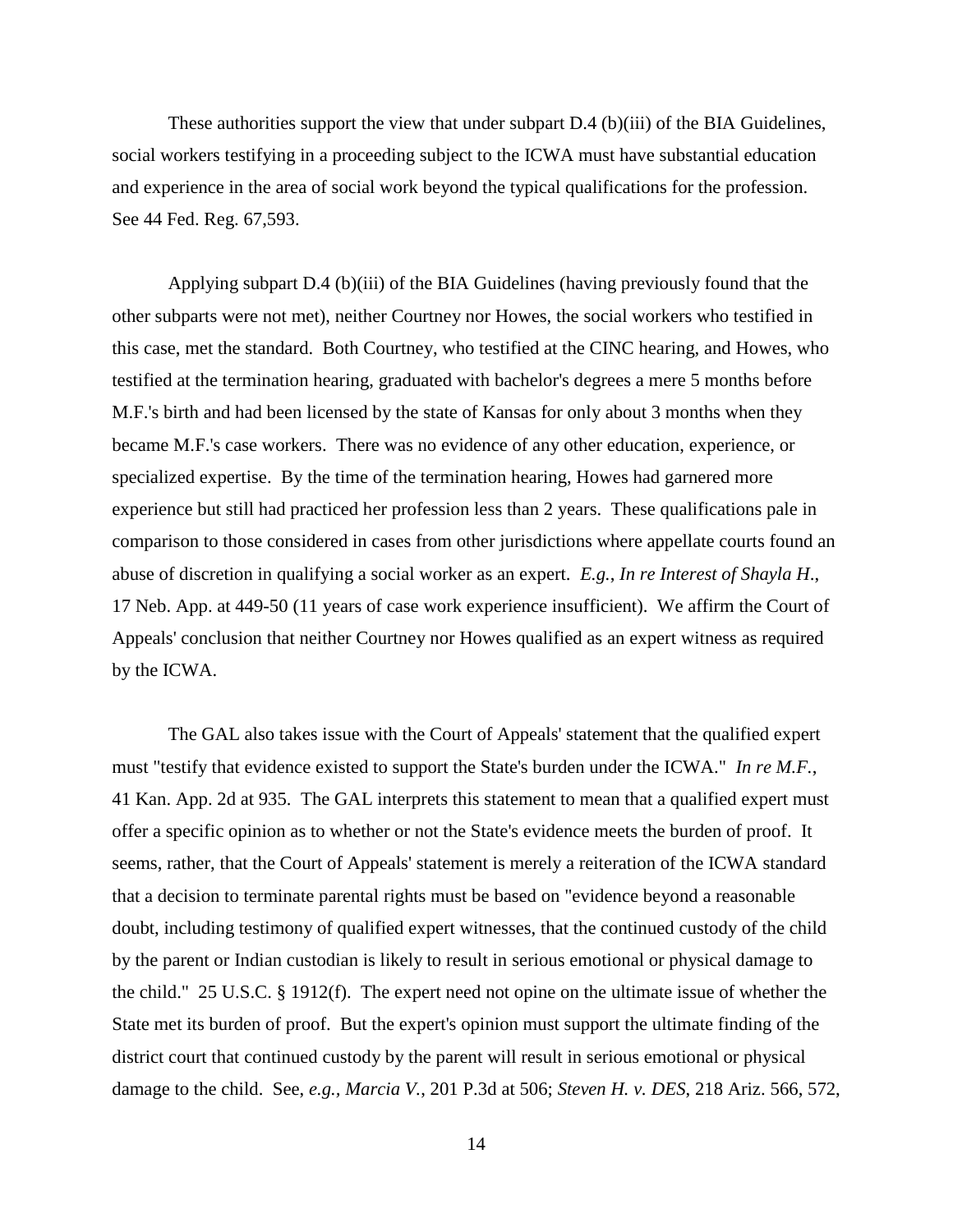These authorities support the view that under subpart D.4 (b)(iii) of the BIA Guidelines, social workers testifying in a proceeding subject to the ICWA must have substantial education and experience in the area of social work beyond the typical qualifications for the profession. See 44 Fed. Reg. 67,593.

Applying subpart D.4 (b)(iii) of the BIA Guidelines (having previously found that the other subparts were not met), neither Courtney nor Howes, the social workers who testified in this case, met the standard. Both Courtney, who testified at the CINC hearing, and Howes, who testified at the termination hearing, graduated with bachelor's degrees a mere 5 months before M.F.'s birth and had been licensed by the state of Kansas for only about 3 months when they became M.F.'s case workers. There was no evidence of any other education, experience, or specialized expertise. By the time of the termination hearing, Howes had garnered more experience but still had practiced her profession less than 2 years. These qualifications pale in comparison to those considered in cases from other jurisdictions where appellate courts found an abuse of discretion in qualifying a social worker as an expert. *E.g.*, *In re Interest of Shayla H*., 17 Neb. App. at 449-50 (11 years of case work experience insufficient). We affirm the Court of Appeals' conclusion that neither Courtney nor Howes qualified as an expert witness as required by the ICWA.

The GAL also takes issue with the Court of Appeals' statement that the qualified expert must "testify that evidence existed to support the State's burden under the ICWA." *In re M.F.*, 41 Kan. App. 2d at 935. The GAL interprets this statement to mean that a qualified expert must offer a specific opinion as to whether or not the State's evidence meets the burden of proof. It seems, rather, that the Court of Appeals' statement is merely a reiteration of the ICWA standard that a decision to terminate parental rights must be based on "evidence beyond a reasonable doubt, including testimony of qualified expert witnesses, that the continued custody of the child by the parent or Indian custodian is likely to result in serious emotional or physical damage to the child." 25 U.S.C. § 1912(f). The expert need not opine on the ultimate issue of whether the State met its burden of proof. But the expert's opinion must support the ultimate finding of the district court that continued custody by the parent will result in serious emotional or physical damage to the child. See, *e.g., Marcia V.*, 201 P.3d at 506; *Steven H. v. DES*, 218 Ariz. 566, 572,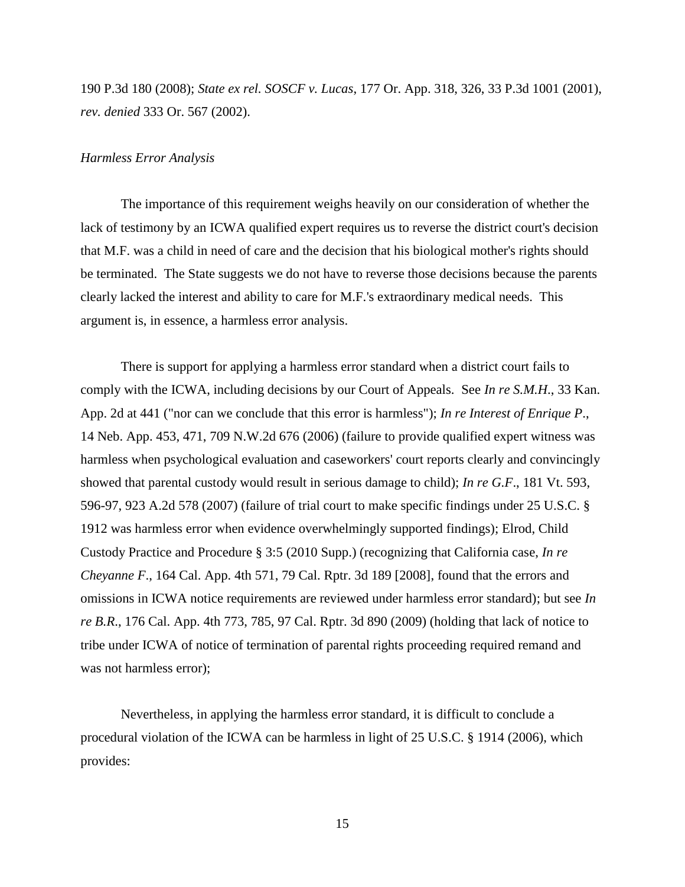190 P.3d 180 (2008); *State ex rel. SOSCF v. Lucas*, 177 Or. App. 318, 326, 33 P.3d 1001 (2001), *rev. denied* 333 Or. 567 (2002).

*Harmless Error Analysis*

The importance of this requirement weighs heavily on our consideration of whether the lack of testimony by an ICWA qualified expert requires us to reverse the district court's decision that M.F. was a child in need of care and the decision that his biological mother's rights should be terminated. The State suggests we do not have to reverse those decisions because the parents clearly lacked the interest and ability to care for M.F.'s extraordinary medical needs. This argument is, in essence, a harmless error analysis.

There is support for applying a harmless error standard when a district court fails to comply with the ICWA, including decisions by our Court of Appeals. See *In re S.M.H.*, 33 Kan. App. 2d at 441 ("nor can we conclude that this error is harmless"); *In re Interest of Enrique P*., 14 Neb. App. 453, 471, 709 N.W.2d 676 (2006) (failure to provide qualified expert witness was harmless when psychological evaluation and caseworkers' court reports clearly and convincingly showed that parental custody would result in serious damage to child); *In re G.F*., 181 Vt. 593, 596-97, 923 A.2d 578 (2007) (failure of trial court to make specific findings under 25 U.S.C. § 1912 was harmless error when evidence overwhelmingly supported findings); Elrod, Child Custody Practice and Procedure § 3:5 (2010 Supp.) (recognizing that California case, *In re Cheyanne F*., 164 Cal. App. 4th 571, 79 Cal. Rptr. 3d 189 [2008], found that the errors and omissions in ICWA notice requirements are reviewed under harmless error standard); but see *In re B.R*., 176 Cal. App. 4th 773, 785, 97 Cal. Rptr. 3d 890 (2009) (holding that lack of notice to tribe under ICWA of notice of termination of parental rights proceeding required remand and was not harmless error);

Nevertheless, in applying the harmless error standard, it is difficult to conclude a procedural violation of the ICWA can be harmless in light of 25 U.S.C. § 1914 (2006), which provides: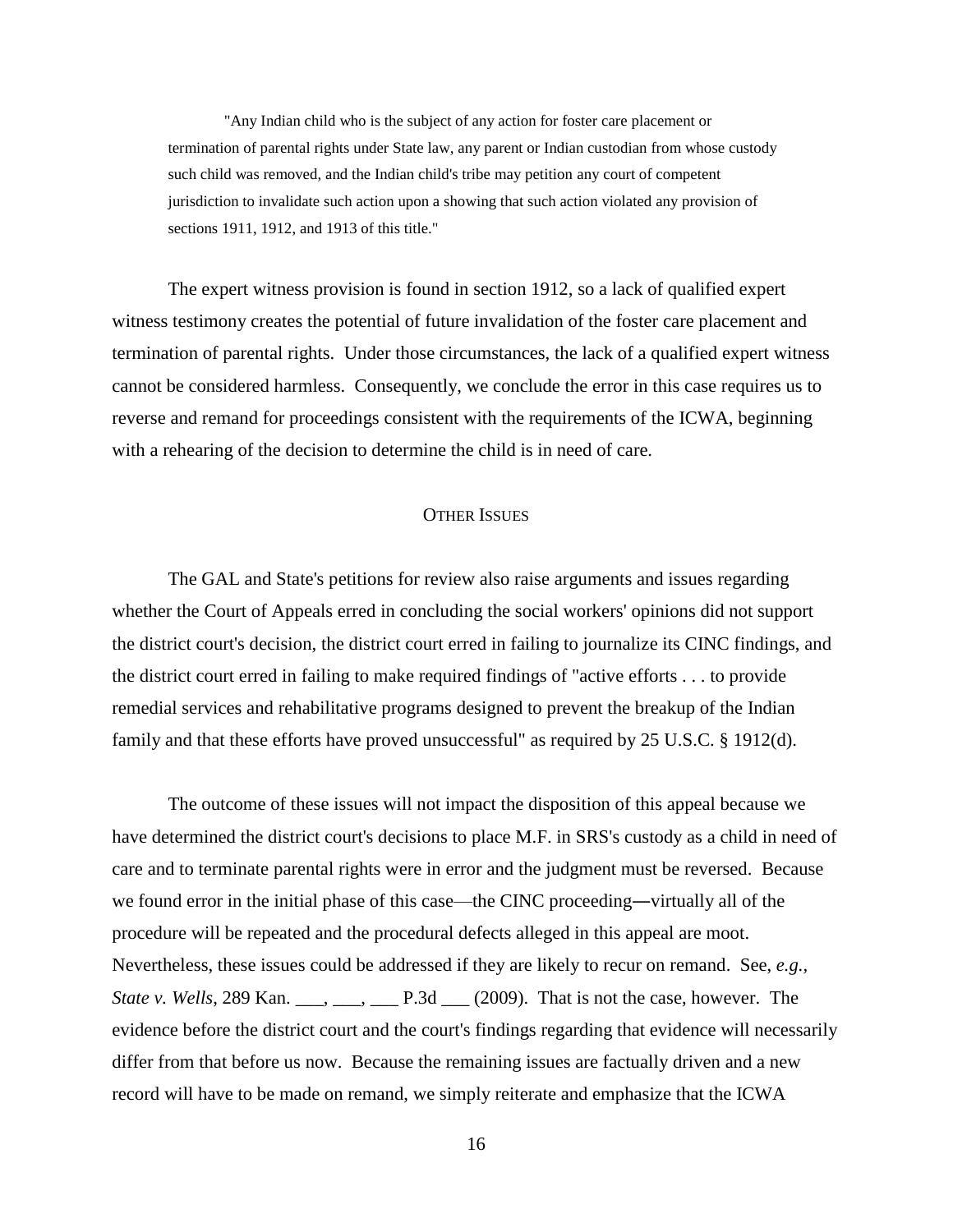> "Any Indian child who is the subject of any action for foster care placement or termination of parental rights under State law, any parent or Indian custodian from whose custody such child was removed, and the Indian child's tribe may petition any court of competent jurisdiction to invalidate such action upon a showing that such action violated any provision of sections 1911, 1912, and 1913 of this title."

The expert witness provision is found in section 1912, so a lack of qualified expert witness testimony creates the potential of future invalidation of the foster care placement and termination of parental rights. Under those circumstances, the lack of a qualified expert witness cannot be considered harmless. Consequently, we conclude the error in this case requires us to reverse and remand for proceedings consistent with the requirements of the ICWA, beginning with a rehearing of the decision to determine the child is in need of care.

## OTHER ISSUES

The GAL and State's petitions for review also raise arguments and issues regarding whether the Court of Appeals erred in concluding the social workers' opinions did not support the district court's decision, the district court erred in failing to journalize its CINC findings, and the district court erred in failing to make required findings of "active efforts . . . to provide remedial services and rehabilitative programs designed to prevent the breakup of the Indian family and that these efforts have proved unsuccessful" as required by 25 U.S.C. § 1912(d).

The outcome of these issues will not impact the disposition of this appeal because we have determined the district court's decisions to place M.F. in SRS's custody as a child in need of care and to terminate parental rights were in error and the judgment must be reversed. Because we found error in the initial phase of this case—the CINC proceeding—virtually all of the procedure will be repeated and the procedural defects alleged in this appeal are moot. Nevertheless, these issues could be addressed if they are likely to recur on remand. See, *e.g.*, *State v. Wells*, 289 Kan. ___, ___, ___ P.3d ___ (2009). That is not the case, however. The evidence before the district court and the court's findings regarding that evidence will necessarily differ from that before us now. Because the remaining issues are factually driven and a new record will have to be made on remand, we simply reiterate and emphasize that the ICWA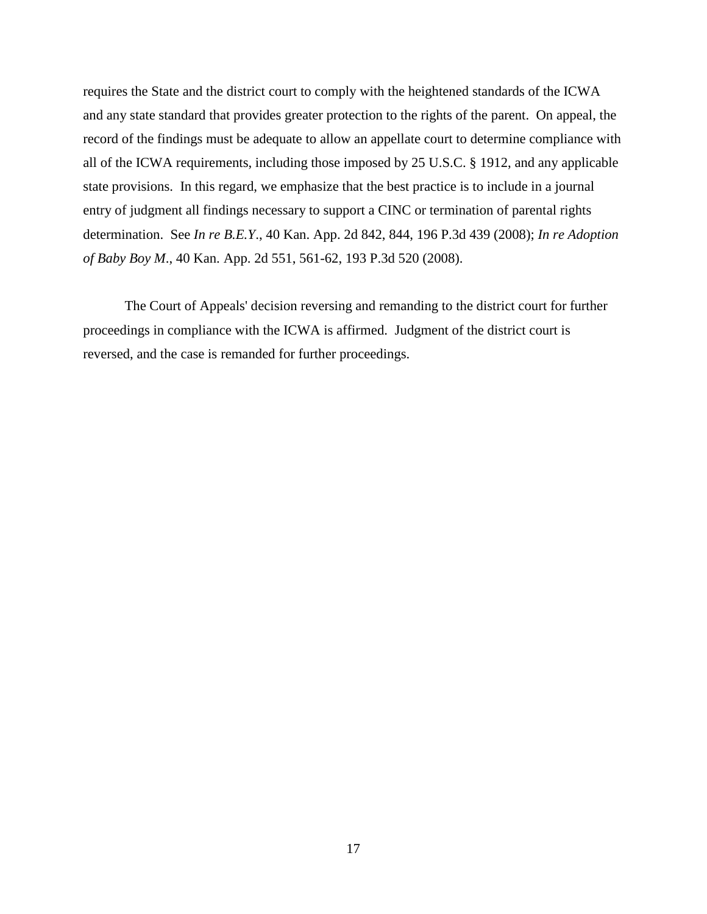requires the State and the district court to comply with the heightened standards of the ICWA and any state standard that provides greater protection to the rights of the parent. On appeal, the record of the findings must be adequate to allow an appellate court to determine compliance with all of the ICWA requirements, including those imposed by 25 U.S.C. § 1912, and any applicable state provisions. In this regard, we emphasize that the best practice is to include in a journal entry of judgment all findings necessary to support a CINC or termination of parental rights determination. See *In re B.E.Y.*, 40 Kan. App. 2d 842, 844, 196 P.3d 439 (2008); *In re Adoption of Baby Boy M*., 40 Kan. App. 2d 551, 561-62, 193 P.3d 520 (2008).

The Court of Appeals' decision reversing and remanding to the district court for further proceedings in compliance with the ICWA is affirmed. Judgment of the district court is reversed, and the case is remanded for further proceedings.